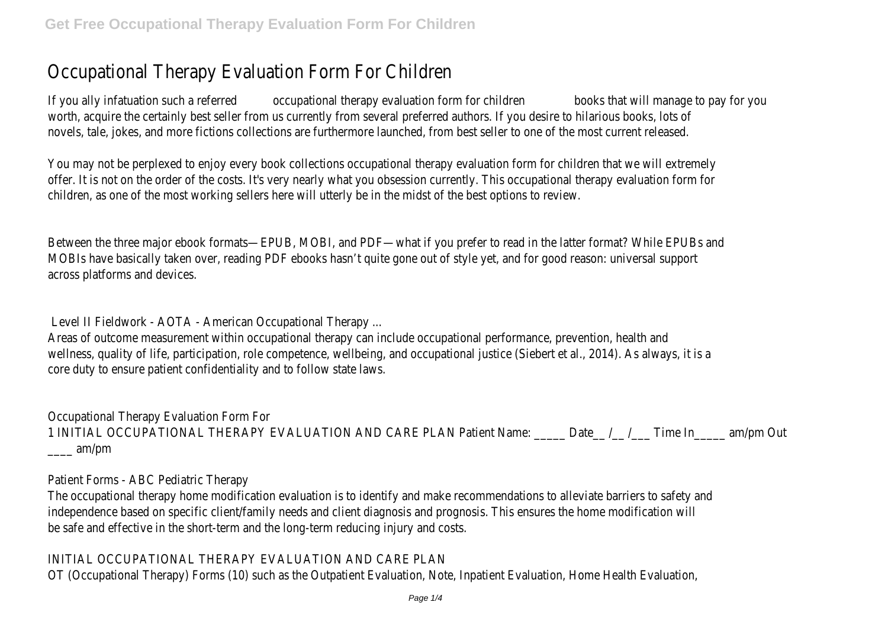# Occupational Therapy Evaluation Form For Children

If you ally infatuation such a referred occupational therapy evaluation form for children books that will manage to pay for you worth, acquire the certainly best seller from us currently from several preferred authors. If you desire to hilarious books, lots of novels, tale, jokes, and more fictions collections are furthermore launched, from best seller to one of the most current released.

You may not be perplexed to enjoy every book collections occupational therapy evaluation form for children that we will extremely offer. It is not on the order of the costs. It's very nearly what you obsession currently. This occupational therapy evaluation form for children, as one of the most working sellers here will utterly be in the midst of the best options to review.

Between the three major ebook formats—EPUB, MOBI, and PDF—what if you prefer to read in the latter format? While EPUBs and MOBIs have basically taken over, reading PDF ebooks hasn't quite gone out of style yet, and for good reason: universal support across platforms and devices.

## Level II Fieldwork - AOTA - American Occupational Therapy ...

Areas of outcome measurement within occupational therapy can include occupational performance, prevention, health and wellness, quality of life, participation, role competence, wellbeing, and occupational justice (Siebert et al., 2014). As always, it is a core duty to ensure patient confidentiality and to follow state laws.

## Occupational Therapy Evaluation Form For

1 INITIAL OCCUPATIONAL THERAPY EVALUATION AND CARE PLAN Patient Name: _____ Date__ /__ /___ Time In_____ am/pm Out ____ am/pm

## Patient Forms - ABC Pediatric Therapy

The occupational therapy home modification evaluation is to identify and make recommendations to alleviate barriers to safety and independence based on specific client/family needs and client diagnosis and prognosis. This ensures the home modification will be safe and effective in the short-term and the long-term reducing injury and costs.

## INITIAL OCCUPATIONAL THERAPY EVALUATION AND CARE PLAN

OT (Occupational Therapy) Forms (10) such as the Outpatient Evaluation, Note, Inpatient Evaluation, Home Health Evaluation,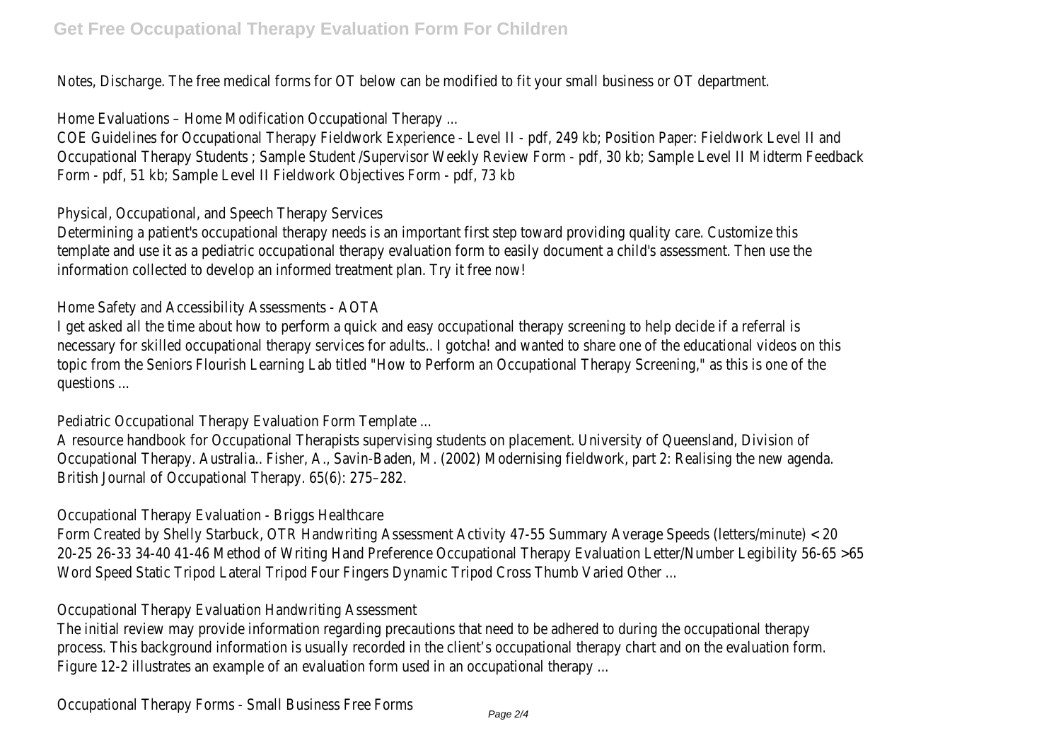Notes, Discharge. The free medical forms for OT below can be modified to fit your small business or OT department.

Home Evaluations – Home Modification Occupational Therapy ...

COE Guidelines for Occupational Therapy Fieldwork Experience - Level II - pdf, 249 kb; Position Paper: Fieldwork Level II and Occupational Therapy Students ; Sample Student /Supervisor Weekly Review Form - pdf, 30 kb; Sample Level II Midterm Feedback Form - pdf, 51 kb; Sample Level II Fieldwork Objectives Form - pdf, 73 kb

Physical, Occupational, and Speech Therapy Services

Determining a patient's occupational therapy needs is an important first step toward providing quality care. Customize this template and use it as a pediatric occupational therapy evaluation form to easily document a child's assessment. Then use the information collected to develop an informed treatment plan. Try it free now!

Home Safety and Accessibility Assessments - AOTA

I get asked all the time about how to perform a quick and easy occupational therapy screening to help decide if a referral is necessary for skilled occupational therapy services for adults.. I gotcha! and wanted to share one of the educational videos on this topic from the Seniors Flourish Learning Lab titled "How to Perform an Occupational Therapy Screening," as this is one of the questions ...

Pediatric Occupational Therapy Evaluation Form Template ...

A resource handbook for Occupational Therapists supervising students on placement. University of Queensland, Division of Occupational Therapy. Australia.. Fisher, A., Savin-Baden, M. (2002) Modernising fieldwork, part 2: Realising the new agenda. British Journal of Occupational Therapy. 65(6): 275–282.

Occupational Therapy Evaluation - Briggs Healthcare

Form Created by Shelly Starbuck, OTR Handwriting Assessment Activity 47-55 Summary Average Speeds (letters/minute) < 20 20-25 26-33 34-40 41-46 Method of Writing Hand Preference Occupational Therapy Evaluation Letter/Number Legibility 56-65 >65 Word Speed Static Tripod Lateral Tripod Four Fingers Dynamic Tripod Cross Thumb Varied Other ...

Occupational Therapy Evaluation Handwriting Assessment

The initial review may provide information regarding precautions that need to be adhered to during the occupational therapy process. This background information is usually recorded in the client's occupational therapy chart and on the evaluation form. Figure 12-2 illustrates an example of an evaluation form used in an occupational therapy ...

Occupational Therapy Forms - Small Business Free Forms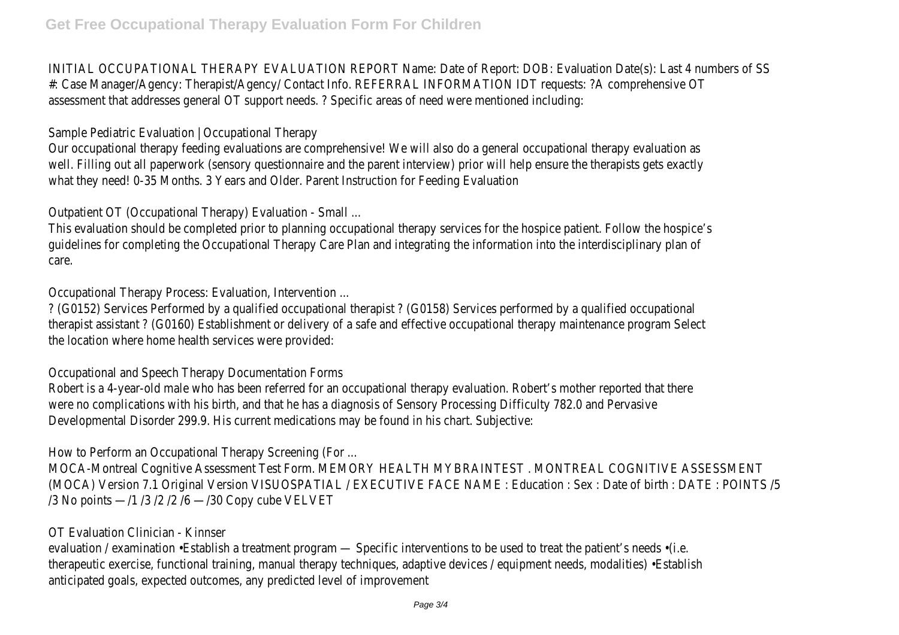INITIAL OCCUPATIONAL THERAPY EVALUATION REPORT Name: Date of Report: DOB: Evaluation Date(s): Last 4 numbers of SS #: Case Manager/Agency: Therapist/Agency/ Contact Info. REFERRAL INFORMATION IDT requests: ?A comprehensive OT assessment that addresses general OT support needs. ? Specific areas of need were mentioned including:

Sample Pediatric Evaluation | Occupational Therapy

Our occupational therapy feeding evaluations are comprehensive! We will also do a general occupational therapy evaluation as well. Filling out all paperwork (sensory questionnaire and the parent interview) prior will help ensure the therapists gets exactly what they need! 0-35 Months. 3 Years and Older. Parent Instruction for Feeding Evaluation

Outpatient OT (Occupational Therapy) Evaluation - Small ...

This evaluation should be completed prior to planning occupational therapy services for the hospice patient. Follow the hospice's guidelines for completing the Occupational Therapy Care Plan and integrating the information into the interdisciplinary plan of care.

Occupational Therapy Process: Evaluation, Intervention ...

? (G0152) Services Performed by a qualified occupational therapist ? (G0158) Services performed by a qualified occupational therapist assistant ? (G0160) Establishment or delivery of a safe and effective occupational therapy maintenance program Select the location where home health services were provided:

Occupational and Speech Therapy Documentation Forms

Robert is a 4-year-old male who has been referred for an occupational therapy evaluation. Robert's mother reported that there were no complications with his birth, and that he has a diagnosis of Sensory Processing Difficulty 782.0 and Pervasive Developmental Disorder 299.9. His current medications may be found in his chart. Subjective:

How to Perform an Occupational Therapy Screening (For ...

MOCA-Montreal Cognitive Assessment Test Form. MEMORY HEALTH MYBRAINTEST . MONTREAL COGNITIVE ASSESSMENT (MOCA) Version 7.1 Original Version VISUOSPATIAL / EXECUTIVE FACE NAME : Education : Sex : Date of birth : DATE : POINTS /5 /3 No points —/1 /3 /2 /2 /6 —/30 Copy cube VELVET

OT Evaluation Clinician - Kinnser

evaluation / examination •Establish a treatment program — Specific interventions to be used to treat the patient's needs •(i.e. therapeutic exercise, functional training, manual therapy techniques, adaptive devices / equipment needs, modalities) •Establish anticipated goals, expected outcomes, any predicted level of improvement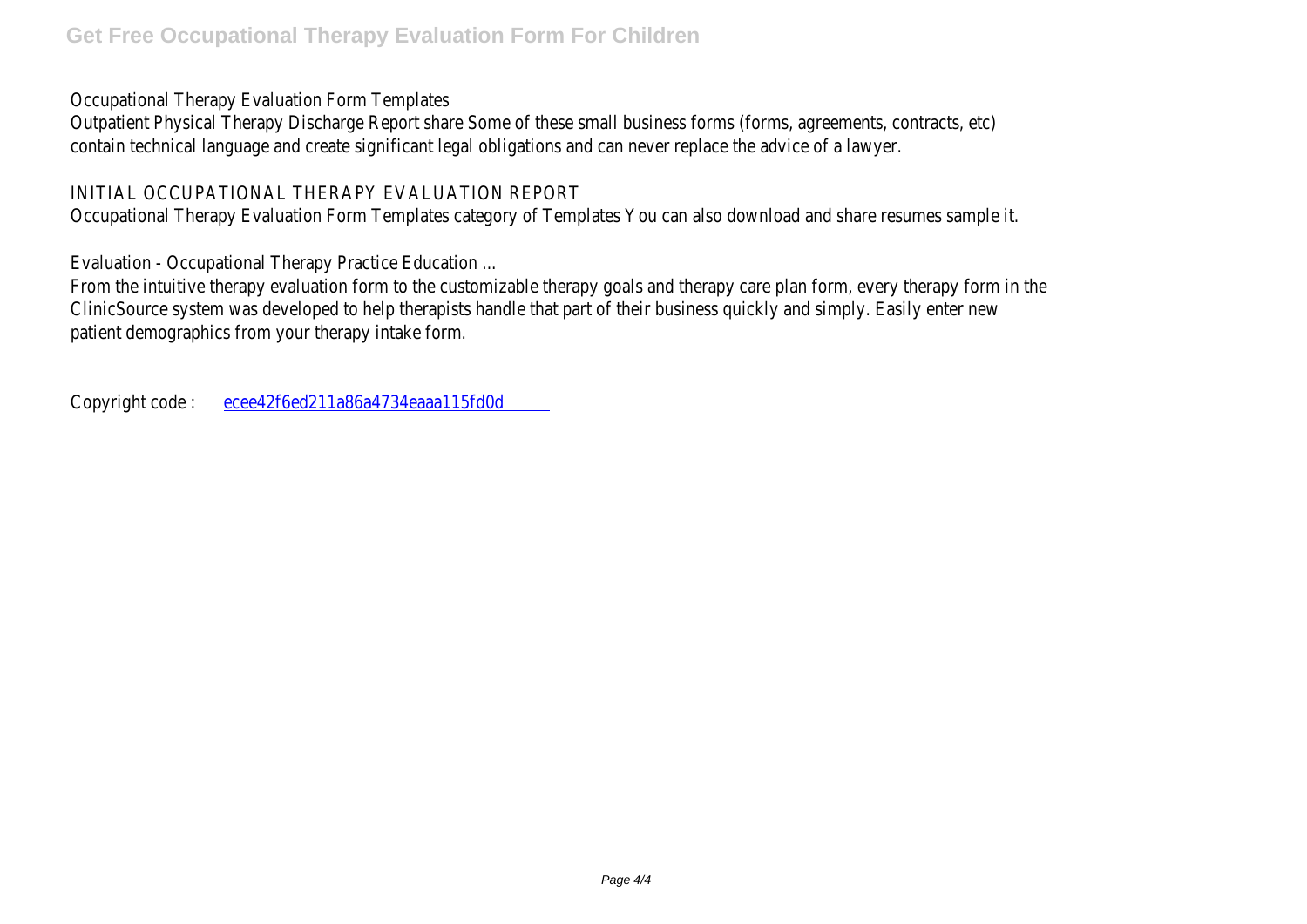Occupational Therapy Evaluation Form Templates

Outpatient Physical Therapy Discharge Report share Some of these small business forms (forms, agreements, contracts, etc) contain technical language and create significant legal obligations and can never replace the advice of a lawyer.

INITIAL OCCUPATIONAL THERAPY EVALUATION REPORT

Occupational Therapy Evaluation Form Templates category of Templates You can also download and share resumes sample it.

Evaluation - Occupational Therapy Practice Education ...

From the intuitive therapy evaluation form to the customizable therapy goals and therapy care plan form, every therapy form in the ClinicSource system was developed to help therapists handle that part of their business quickly and simply. Easily enter new patient demographics from your therapy intake form.

Copyright code : ecee42f6ed211a86a4734eaaa115fd0d